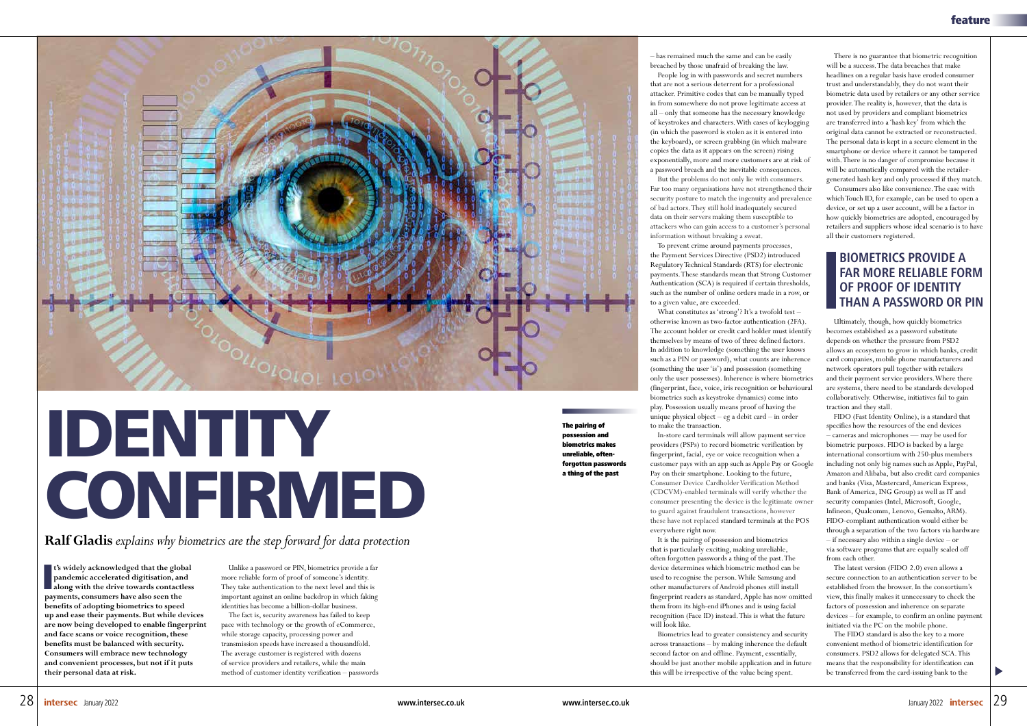# IDENTITY CONFIRMED

**Ralf Gladis** *explains why biometrics are the step forward for data protection*

**It's widely acknowledged that the global pandemic accelerated digitisation, and along with the drive towards contactless payments, consumers have also seen the benefits of adopting biometrics to speed up and ease their payments. But while devices are now being developed to enable fingerprint and face scans or voice recognition, these benefits must be balanced with security. Consumers will embrace new technology and convenient processes, but not if it puts their personal data at risk.**

Unlike a password or PIN, biometrics provide a far more reliable form of proof of someone's identity. They take authentication to the next level and this is important against an online backdrop in which faking identities has become a billion-dollar business.

The fact is, security awareness has failed to keep pace with technology or the growth of eCommerce, while storage capacity, processing power and transmission speeds have increased a thousandfold. The average customer is registered with dozens of service providers and retailers, while the main method of customer identity verification – passwords – has remained much the same and can be easily breached by those unafraid of breaking the law.

People log in with passwords and secret numbers that are not a serious deterrent for a professional attacker. Primitive codes that can be manually typed in from somewhere do not prove legitimate access at all – only that someone has the necessary knowledge of keystrokes and characters. With cases of keylogging (in which the password is stolen as it is entered into the keyboard), or screen grabbing (in which malware copies the data as it appears on the screen) rising exponentially, more and more customers are at risk of a password breach and the inevitable consequences.

But the problems do not only lie with consumers. Far too many organisations have not strengthened their security posture to match the ingenuity and prevalence of bad actors. They still hold inadequately secured data on their servers making them susceptible to attackers who can gain access to a customer's personal information without breaking a sweat.

To prevent crime around payments processes, the Payment Services Directive (PSD2) introduced Regulatory Technical Standards (RTS) for electronic payments. These standards mean that Strong Customer Authentication (SCA) is required if certain thresholds, such as the number of online orders made in a row, or to a given value, are exceeded.

What constitutes as 'strong'? It's a twofold test – otherwise known as two-factor authentication (2FA). The account holder or credit card holder must identify themselves by means of two of three defined factors. In addition to knowledge (something the user knows such as a PIN or password), what counts are inherence (something the user 'is') and possession (something only the user possesses). Inherence is where biometrics (fingerprint, face, voice, iris recognition or behavioural biometrics such as keystroke dynamics) come into play. Possession usually means proof of having the unique physical object – eg a debit card – in order to make the transaction.

**The pairing of possession and biometrics makes unreliable, often-forgotten passwords a thing of the past**

In-store card terminals will allow payment service providers (PSPs) to record biometric verification by fingerprint, facial, eye or voice recognition when a customer pays with an app such as Apple Pay or Google Pay on their smartphone. Looking to the future, Consumer Device Cardholder Verification Method (CDCVM)-enabled terminals will verify whether the consumer presenting the device is the legitimate owner to guard against fraudulent transactions, however these have not replaced standard terminals at the POS everywhere right now.

It is the pairing of possession and biometrics that is particularly exciting, making unreliable, often forgotten passwords a thing of the past. The device determines which biometric method can be used to recognise the person. While Samsung and other manufacturers of Android phones still install fingerprint readers as standard, Apple has now omitted them from its high-end iPhones and is using facial recognition (Face ID) instead. This is what the future will look like.

Biometrics lead to greater consistency and security across transactions – by making inherence the default second factor on and offline. Payment, essentially, should be just another mobile application and in future this will be irrespective of the value being spent.

There is no guarantee that biometric recognition will be a success. The data breaches that make headlines on a regular basis have eroded consumer trust and understandably, they do not want their biometric data used by retailers or any other service provider. The reality is, however, that the data is not used by providers and compliant biometrics are transferred into a 'hash key' from which the original data cannot be extracted or reconstructed. The personal data is kept in a secure element in the smartphone or device where it cannot be tampered with. There is no danger of compromise because it will be automatically compared with the retailer-generated hash key and only processed if they match.

Consumers also like convenience. The ease with which Touch ID, for example, can be used to open a device, or set up a user account, will be a factor in how quickly biometrics are adopted, encouraged by retailers and suppliers whose ideal scenario is to have all their customers registered.

**BIOMETRICS PROVIDE A FAR MORE RELIABLE FORM OF PROOF OF IDENTITY THAN A PASSWORD OR PIN**

Ultimately, though, how quickly biometrics becomes established as a password substitute depends on whether the pressure from PSD2 allows an ecosystem to grow in which banks, credit card companies, mobile phone manufacturers and network operators pull together with retailers and their payment service providers. Where there are systems, there need to be standards developed collaboratively. Otherwise, initiatives fail to gain traction and they stall.

FIDO (Fast Identity Online), is a standard that specifies how the resources of the end devices – cameras and microphones –– may be used for biometric purposes. FIDO is backed by a large international consortium with 250-plus members including not only big names such as Apple, PayPal, Amazon and Alibaba, but also credit card companies and banks (Visa, Mastercard, American Express, Bank of America, ING Group) as well as IT and security companies (Intel, Microsoft, Google, Infineon, Qualcomm, Lenovo, Gemalto, ARM). FIDO-compliant authentication would either be through a separation of the two factors via hardware – if necessary also within a single device – or via software programs that are equally sealed off from each other.

The latest version (FIDO 2.0) even allows a secure connection to an authentication server to be established from the browser. In the consortium's view, this finally makes it unnecessary to check the factors of possession and inherence on separate devices – for example, to confirm an online payment initiated via the PC on the mobile phone.

The FIDO standard is also the key to a more convenient method of biometric identification for consumers. PSD2 allows for delegated SCA. This means that the responsibility for identification can be transferred from the card-issuing bank to the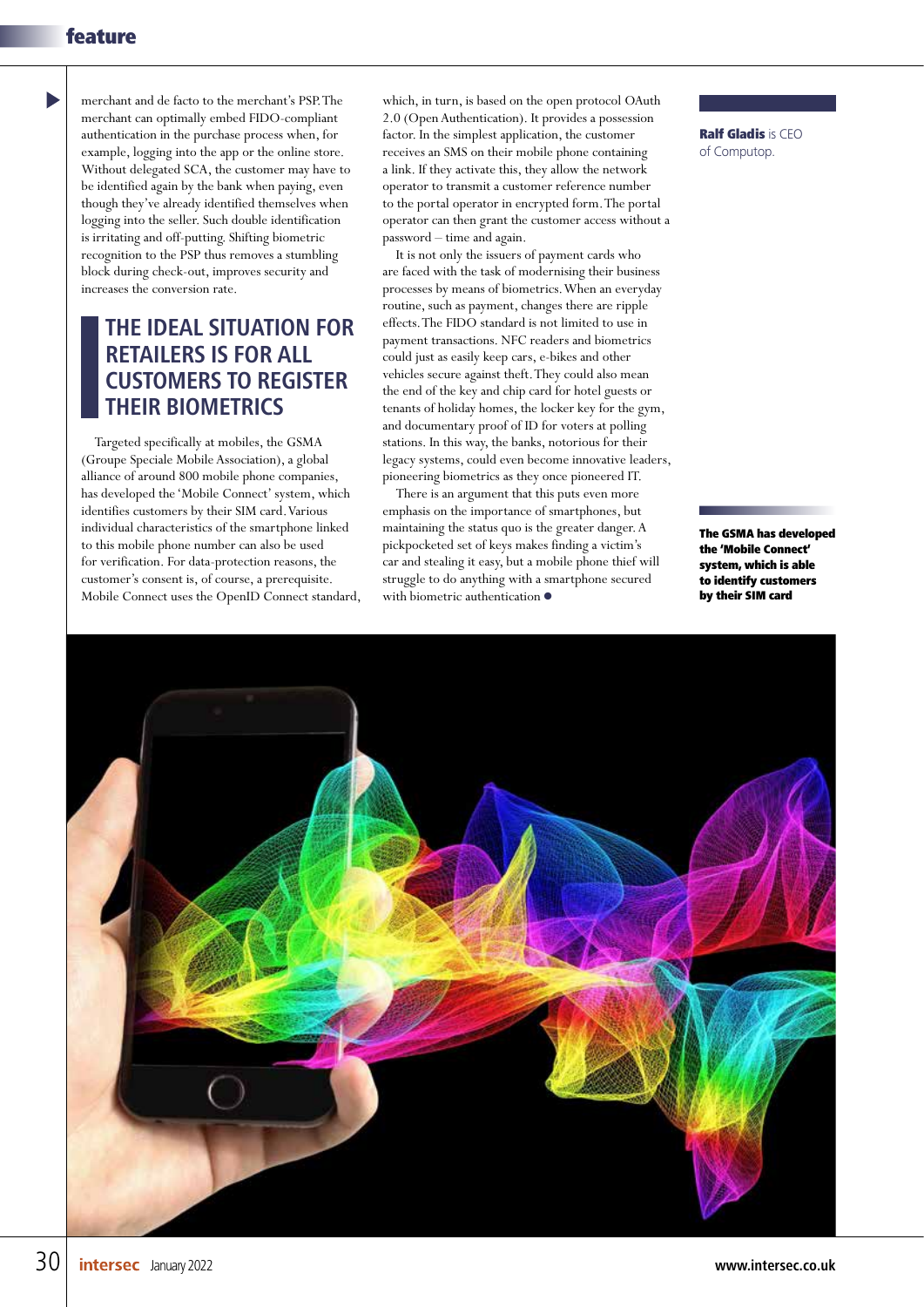merchant and de facto to the merchant's PSP. The merchant can optimally embed FIDO-compliant authentication in the purchase process when, for example, logging into the app or the online store. Without delegated SCA, the customer may have to be identified again by the bank when paying, even though they've already identified themselves when logging into the seller. Such double identification is irritating and off-putting. Shifting biometric recognition to the PSP thus removes a stumbling block during check-out, improves security and increases the conversion rate.

> **THE IDEAL SITUATION FOR RETAILERS IS FOR ALL CUSTOMERS TO REGISTER THEIR BIOMETRICS**

Targeted specifically at mobiles, the GSMA (Groupe Speciale Mobile Association), a global alliance of around 800 mobile phone companies, has developed the 'Mobile Connect' system, which identifies customers by their SIM card. Various individual characteristics of the smartphone linked to this mobile phone number can also be used for verification. For data-protection reasons, the customer's consent is, of course, a prerequisite. Mobile Connect uses the OpenID Connect standard, which, in turn, is based on the open protocol OAuth 2.0 (Open Authentication). It provides a possession factor. In the simplest application, the customer receives an SMS on their mobile phone containing a link. If they activate this, they allow the network operator to transmit a customer reference number to the portal operator in encrypted form. The portal operator can then grant the customer access without a password – time and again.

It is not only the issuers of payment cards who are faced with the task of modernising their business processes by means of biometrics. When an everyday routine, such as payment, changes there are ripple effects. The FIDO standard is not limited to use in payment transactions. NFC readers and biometrics could just as easily keep cars, e-bikes and other vehicles secure against theft. They could also mean the end of the key and chip card for hotel guests or tenants of holiday homes, the locker key for the gym, and documentary proof of ID for voters at polling stations. In this way, the banks, notorious for their legacy systems, could even become innovative leaders, pioneering biometrics as they once pioneered IT.

There is an argument that this puts even more emphasis on the importance of smartphones, but maintaining the status quo is the greater danger. A pickpocketed set of keys makes finding a victim's car and stealing it easy, but a mobile phone thief will struggle to do anything with a smartphone secured with biometric authentication ●

**Ralf Gladis** is CEO of Computop.

> **The GSMA has developed the 'Mobile Connect' system, which is able to identify customers by their SIM card**